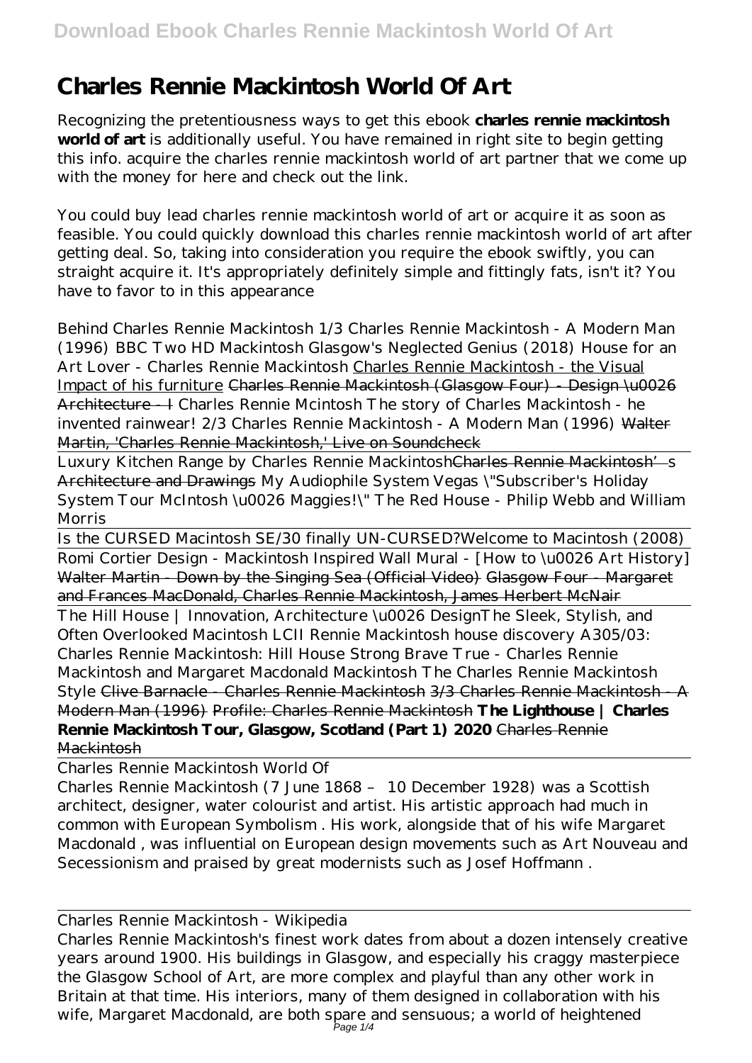# Charles Rennie Mackintosh World Of Art

Recognizing the pretentiousness ways to get this ebook **charles rennie mackintosh world of art** is additionally useful. You have remained in right site to begin getting this info. acquire the charles rennie mackintosh world of art partner that we come up with the money for here and check out the link.

You could buy lead charles rennie mackintosh world of art or acquire it as soon as feasible. You could quickly download this charles rennie mackintosh world of art after getting deal. So, taking into consideration you require the ebook swiftly, you can straight acquire it. It's appropriately definitely simple and fittingly fats, isn't it? You have to favor to in this appearance

*Behind Charles Rennie Mackintosh 1/3 Charles Rennie Mackintosh - A Modern Man (1996) BBC Two HD Mackintosh Glasgow's Neglected Genius (2018) House for an Art Lover - Charles Rennie Mackintosh* Charles Rennie Mackintosh - the Visual Impact of his furniture ~~Charles Rennie Mackintosh (Glasgow Four) - Design \u0026 Architecture - I~~ *Charles Rennie Mcintosh The story of Charles Mackintosh - he invented rainwear! 2/3 Charles Rennie Mackintosh - A Modern Man (1996)* ~~Walter Martin, 'Charles Rennie Mackintosh,' Live on Soundcheck~~

Luxury Kitchen Range by Charles Rennie Mackintosh~~Charles Rennie Mackintosh's Architecture and Drawings~~ *My Audiophile System Vegas \"Subscriber's Holiday System Tour McIntosh \u0026 Maggies!\" The Red House - Philip Webb and William Morris*

Is the CURSED Macintosh SE/30 finally UN-CURSED?*Welcome to Macintosh (2008)*

Romi Cortier Design - Mackintosh Inspired Wall Mural - [How to \u0026 Art History] Walter Martin - Down by the Singing Sea (Official Video) Glasgow Four - Margaret and Frances MacDonald, Charles Rennie Mackintosh, James Herbert McNair

The Hill House | Innovation, Architecture \u0026 Design*The Sleek, Stylish, and Often Overlooked Macintosh LCII Rennie Mackintosh house discovery A305/03: Charles Rennie Mackintosh: Hill House Strong Brave True - Charles Rennie Mackintosh and Margaret Macdonald Mackintosh The Charles Rennie Mackintosh Style* ~~Clive Barnacle - Charles Rennie Mackintosh 3/3 Charles Rennie Mackintosh - A Modern Man (1996)~~ Profile: Charles Rennie Mackintosh **The Lighthouse | Charles Rennie Mackintosh Tour, Glasgow, Scotland (Part 1) 2020** ~~Charles Rennie Mackintosh~~

Charles Rennie Mackintosh World Of

Charles Rennie Mackintosh (7 June 1868 – 10 December 1928) was a Scottish architect, designer, water colourist and artist. His artistic approach had much in common with European Symbolism . His work, alongside that of his wife Margaret Macdonald , was influential on European design movements such as Art Nouveau and Secessionism and praised by great modernists such as Josef Hoffmann .

Charles Rennie Mackintosh - Wikipedia

Charles Rennie Mackintosh's finest work dates from about a dozen intensely creative years around 1900. His buildings in Glasgow, and especially his craggy masterpiece the Glasgow School of Art, are more complex and playful than any other work in Britain at that time. His interiors, many of them designed in collaboration with his wife, Margaret Macdonald, are both spare and sensuous; a world of heightened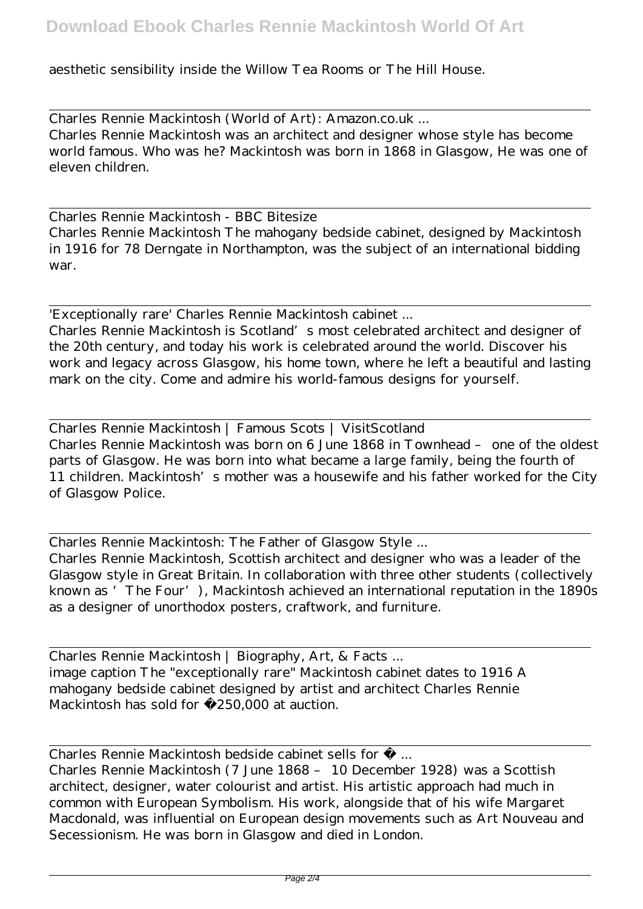aesthetic sensibility inside the Willow Tea Rooms or The Hill House.

Charles Rennie Mackintosh (World of Art): Amazon.co.uk ...
Charles Rennie Mackintosh was an architect and designer whose style has become world famous. Who was he? Mackintosh was born in 1868 in Glasgow, He was one of eleven children.

Charles Rennie Mackintosh - BBC Bitesize
Charles Rennie Mackintosh The mahogany bedside cabinet, designed by Mackintosh in 1916 for 78 Derngate in Northampton, was the subject of an international bidding war.

'Exceptionally rare' Charles Rennie Mackintosh cabinet ...
Charles Rennie Mackintosh is Scotland's most celebrated architect and designer of the 20th century, and today his work is celebrated around the world. Discover his work and legacy across Glasgow, his home town, where he left a beautiful and lasting mark on the city. Come and admire his world-famous designs for yourself.

Charles Rennie Mackintosh | Famous Scots | VisitScotland
Charles Rennie Mackintosh was born on 6 June 1868 in Townhead – one of the oldest parts of Glasgow. He was born into what became a large family, being the fourth of 11 children. Mackintosh's mother was a housewife and his father worked for the City of Glasgow Police.

Charles Rennie Mackintosh: The Father of Glasgow Style ...
Charles Rennie Mackintosh, Scottish architect and designer who was a leader of the Glasgow style in Great Britain. In collaboration with three other students (collectively known as 'The Four'), Mackintosh achieved an international reputation in the 1890s as a designer of unorthodox posters, craftwork, and furniture.

Charles Rennie Mackintosh | Biography, Art, & Facts ...
image caption The "exceptionally rare" Mackintosh cabinet dates to 1916 A mahogany bedside cabinet designed by artist and architect Charles Rennie Mackintosh has sold for £250,000 at auction.

Charles Rennie Mackintosh bedside cabinet sells for £ ...
Charles Rennie Mackintosh (7 June 1868 – 10 December 1928) was a Scottish architect, designer, water colourist and artist. His artistic approach had much in common with European Symbolism. His work, alongside that of his wife Margaret Macdonald, was influential on European design movements such as Art Nouveau and Secessionism. He was born in Glasgow and died in London.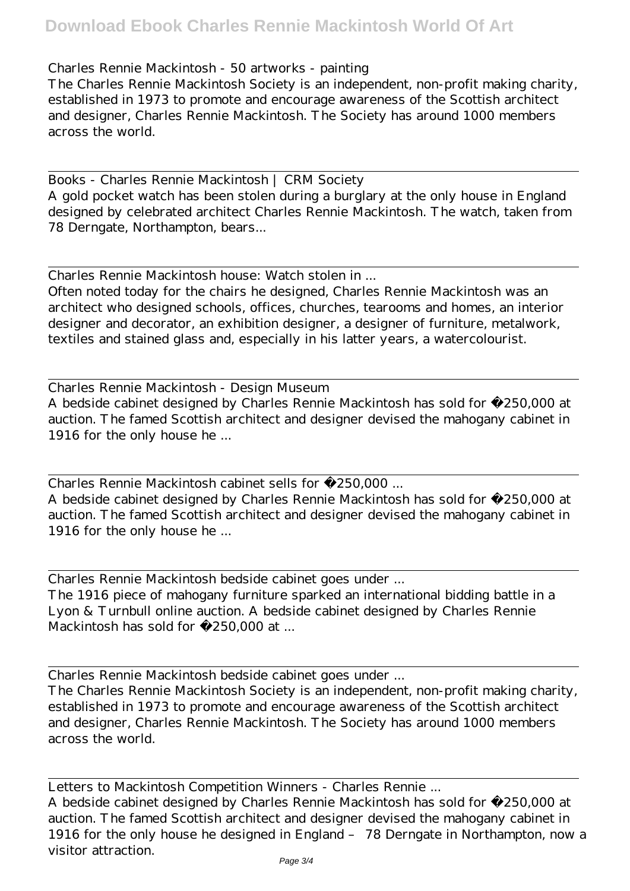Charles Rennie Mackintosh - 50 artworks - painting

The Charles Rennie Mackintosh Society is an independent, non-profit making charity, established in 1973 to promote and encourage awareness of the Scottish architect and designer, Charles Rennie Mackintosh. The Society has around 1000 members across the world.

Books - Charles Rennie Mackintosh | CRM Society

A gold pocket watch has been stolen during a burglary at the only house in England designed by celebrated architect Charles Rennie Mackintosh. The watch, taken from 78 Derngate, Northampton, bears...

Charles Rennie Mackintosh house: Watch stolen in ...

Often noted today for the chairs he designed, Charles Rennie Mackintosh was an architect who designed schools, offices, churches, tearooms and homes, an interior designer and decorator, an exhibition designer, a designer of furniture, metalwork, textiles and stained glass and, especially in his latter years, a watercolourist.

Charles Rennie Mackintosh - Design Museum

A bedside cabinet designed by Charles Rennie Mackintosh has sold for £250,000 at auction. The famed Scottish architect and designer devised the mahogany cabinet in 1916 for the only house he ...

Charles Rennie Mackintosh cabinet sells for £250,000 ...

A bedside cabinet designed by Charles Rennie Mackintosh has sold for £250,000 at auction. The famed Scottish architect and designer devised the mahogany cabinet in 1916 for the only house he ...

Charles Rennie Mackintosh bedside cabinet goes under ...

The 1916 piece of mahogany furniture sparked an international bidding battle in a Lyon & Turnbull online auction. A bedside cabinet designed by Charles Rennie Mackintosh has sold for £250,000 at ...

Charles Rennie Mackintosh bedside cabinet goes under ...

The Charles Rennie Mackintosh Society is an independent, non-profit making charity, established in 1973 to promote and encourage awareness of the Scottish architect and designer, Charles Rennie Mackintosh. The Society has around 1000 members across the world.

Letters to Mackintosh Competition Winners - Charles Rennie ...

A bedside cabinet designed by Charles Rennie Mackintosh has sold for £250,000 at auction. The famed Scottish architect and designer devised the mahogany cabinet in 1916 for the only house he designed in England – 78 Derngate in Northampton, now a visitor attraction.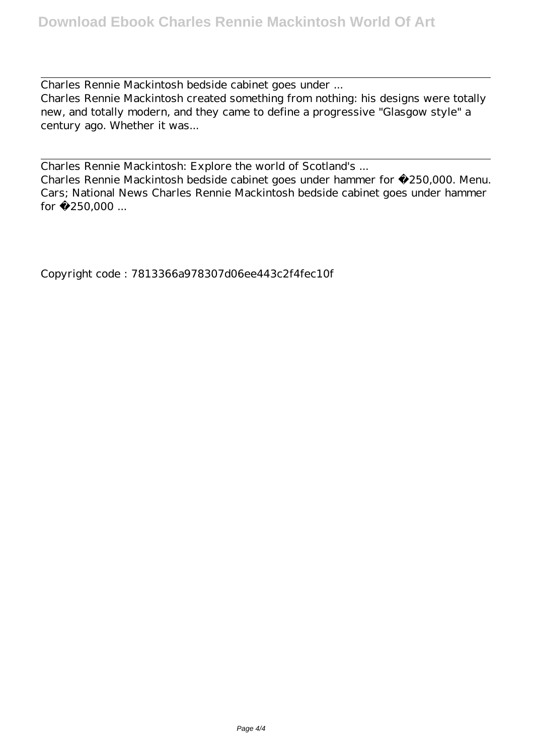Charles Rennie Mackintosh bedside cabinet goes under ...

Charles Rennie Mackintosh created something from nothing: his designs were totally new, and totally modern, and they came to define a progressive "Glasgow style" a century ago. Whether it was...

---

Charles Rennie Mackintosh: Explore the world of Scotland's ...

Charles Rennie Mackintosh bedside cabinet goes under hammer for �250,000. Menu. Cars; National News Charles Rennie Mackintosh bedside cabinet goes under hammer for �250,000 ...

Copyright code : 7813366a978307d06ee443c2f4fec10f